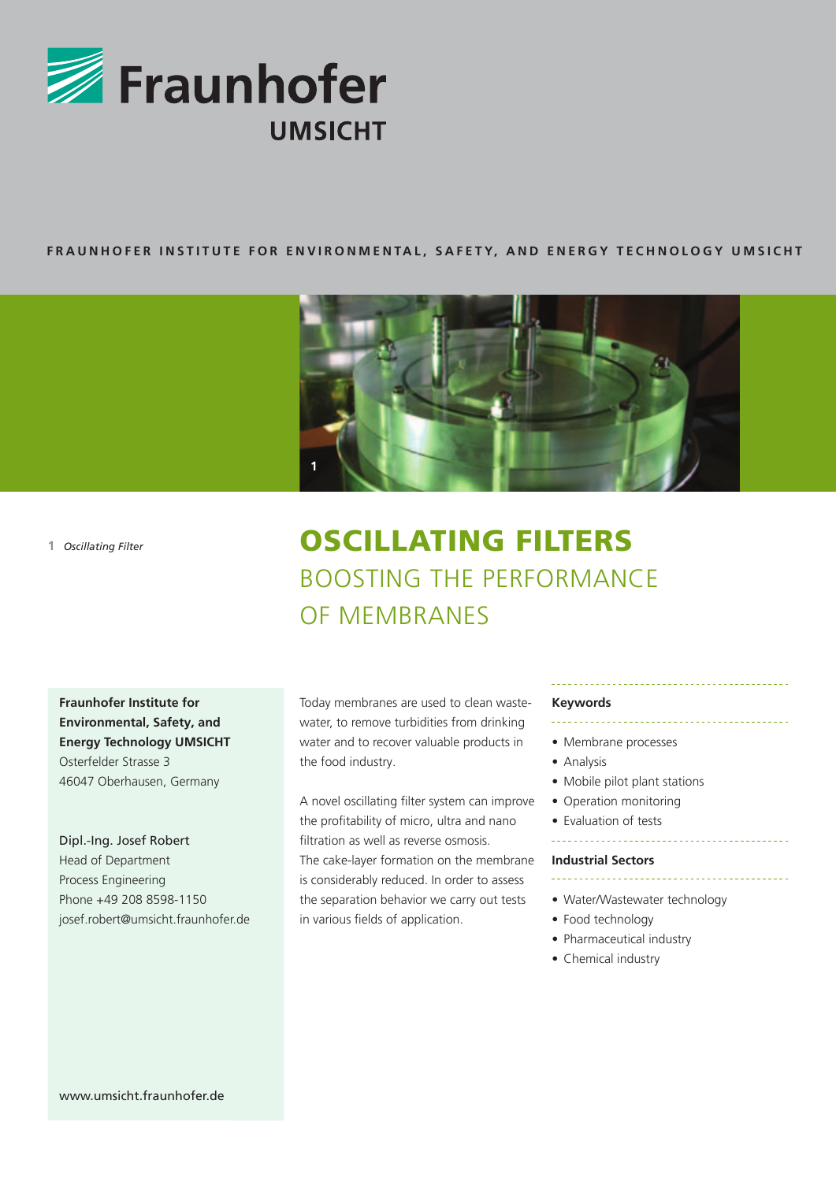Fraunhofer UMSICHT

FRAUNHOFER INSTITUTE FOR ENVIRONMENTAL, SAFETY, AND ENERGY TECHNOLOGY UMSICHT

1 *Oscillating Filter*

# OSCILLATING FILTERS

## BOOSTING THE PERFORMANCE OF MEMBRANES

**Fraunhofer Institute for Environmental, Safety, and Energy Technology UMSICHT**
Osterfelder Strasse 3
46047 Oberhausen, Germany

Dipl.-Ing. Josef Robert
Head of Department
Process Engineering
Phone +49 208 8598-1150
josef.robert@umsicht.fraunhofer.de

www.umsicht.fraunhofer.de

Today membranes are used to clean wastewater, to remove turbidities from drinking water and to recover valuable products in the food industry.

A novel oscillating filter system can improve the profitability of micro, ultra and nano filtration as well as reverse osmosis. The cake-layer formation on the membrane is considerably reduced. In order to assess the separation behavior we carry out tests in various fields of application.

**Keywords**

- Membrane processes
- Analysis
- Mobile pilot plant stations
- Operation monitoring
- Evaluation of tests

**Industrial Sectors**

- Water/Wastewater technology
- Food technology
- Pharmaceutical industry
- Chemical industry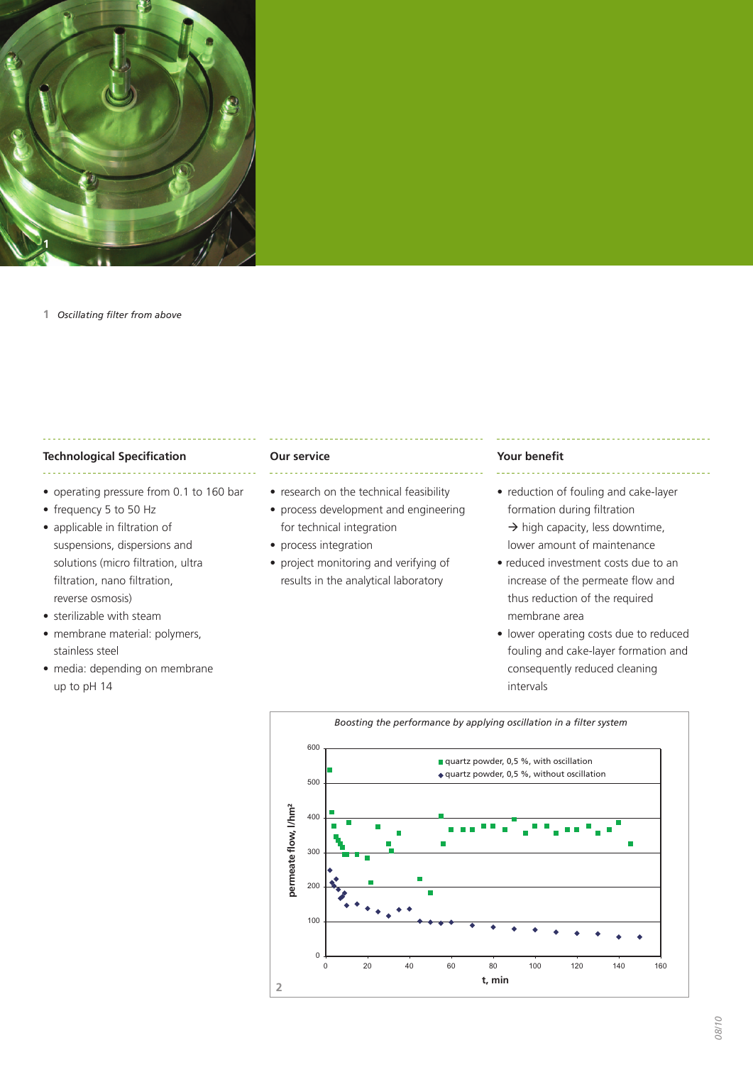1 *Oscillating filter from above*

### Technological Specification

- operating pressure from 0.1 to 160 bar
- frequency 5 to 50 Hz
- applicable in filtration of suspensions, dispersions and solutions (micro filtration, ultra filtration, nano filtration, reverse osmosis)
- sterilizable with steam
- membrane material: polymers, stainless steel
- media: depending on membrane up to pH 14

### Our service

- research on the technical feasibility
- process development and engineering for technical integration
- process integration
- project monitoring and verifying of results in the analytical laboratory

### Your benefit

- reduction of fouling and cake-layer formation during filtration
  → high capacity, less downtime, lower amount of maintenance
- reduced investment costs due to an increase of the permeate flow and thus reduction of the required membrane area
- lower operating costs due to reduced fouling and cake-layer formation and consequently reduced cleaning intervals

*Boosting the performance by applying oscillation in a filter system*

quartz powder, 0,5 %, with oscillation
quartz powder, 0,5 %, without oscillation

permeate flow, l/hm²
0
100
200
300
400
500
600

t, min
0
20
40
60
80
100
120
140
160

2

08/10